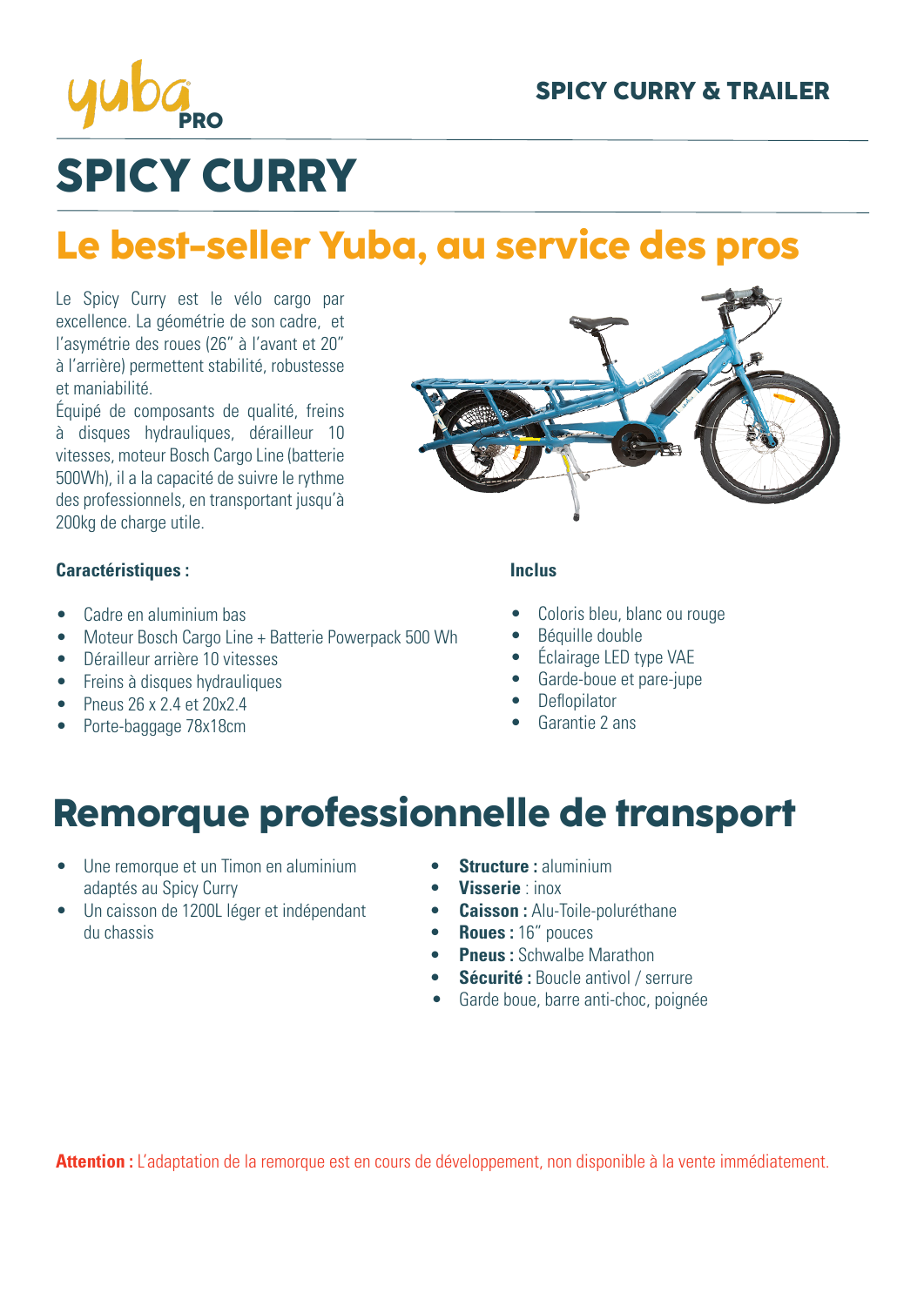yuba PRO

# SPICY CURRY

## Le best-seller Yuba, au service des pros

Le Spicy Curry est le vélo cargo par excellence. La géométrie de son cadre, et l'asymétrie des roues (26" à l'avant et 20" à l'arrière) permettent stabilité, robustesse et maniabilité.
Équipé de composants de qualité, freins à disques hydrauliques, dérailleur 10 vitesses, moteur Bosch Cargo Line (batterie 500Wh), il a la capacité de suivre le rythme des professionnels, en transportant jusqu'à 200kg de charge utile.

**Caractéristiques :**

- Cadre en aluminium bas
- Moteur Bosch Cargo Line + Batterie Powerpack 500 Wh
- Dérailleur arrière 10 vitesses
- Freins à disques hydrauliques
- Pneus 26 x 2.4 et 20x2.4
- Porte-baggage 78x18cm

**Inclus**

- Coloris bleu, blanc ou rouge
- Béquille double
- Éclairage LED type VAE
- Garde-boue et pare-jupe
- Deflopilator
- Garantie 2 ans

## Remorque professionnelle de transport

- Une remorque et un Timon en aluminium adaptés au Spicy Curry
- Un caisson de 1200L léger et indépendant du chassis

- **Structure :** aluminium
- **Visserie** : inox
- **Caisson :** Alu-Toile-poluréthane
- **Roues :** 16" pouces
- **Pneus :** Schwalbe Marathon
- **Sécurité :** Boucle antivol / serrure
- Garde boue, barre anti-choc, poignée

**Attention :** L'adaptation de la remorque est en cours de développement, non disponible à la vente immédiatement.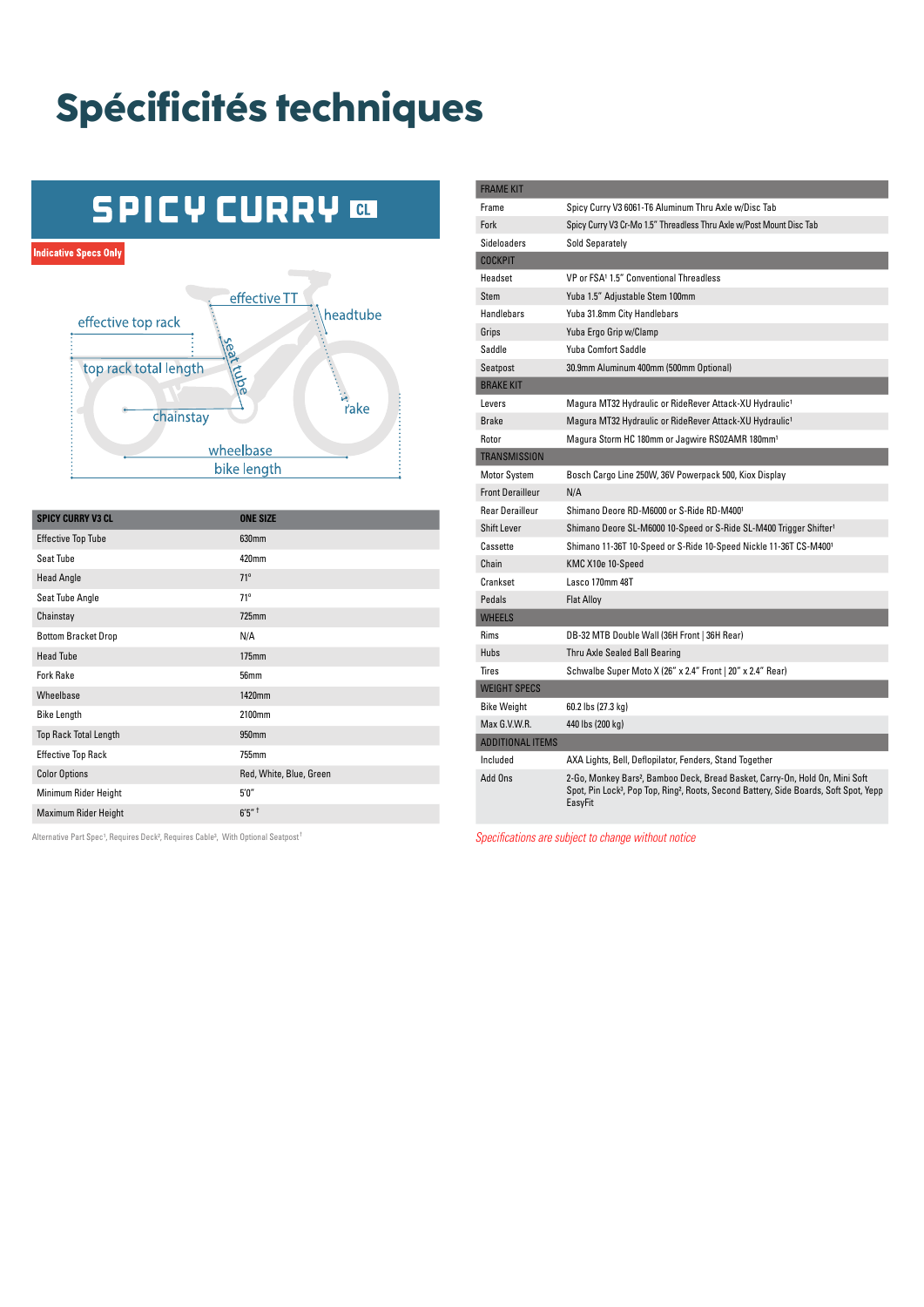# Spécificités techniques

## SPICY CURRY CL

Indicative Specs Only

effective TT
headtube
effective top rack
top rack total length
seat tube
chainstay
rake
wheelbase
bike length

| SPICY CURRY V3 CL | ONE SIZE |
|---|---|
| Effective Top Tube | 630mm |
| Seat Tube | 420mm |
| Head Angle | 71° |
| Seat Tube Angle | 71° |
| Chainstay | 725mm |
| Bottom Bracket Drop | N/A |
| Head Tube | 175mm |
| Fork Rake | 56mm |
| Wheelbase | 1420mm |
| Bike Length | 2100mm |
| Top Rack Total Length | 950mm |
| Effective Top Rack | 755mm |
| Color Options | Red, White, Blue, Green |
| Minimum Rider Height | 5'0" |
| Maximum Rider Height | 6'5" † |

Alternative Part Spec[1], Requires Deck[2], Requires Cable[3], With Optional Seatpost†

| | |
|---|---|
| **FRAME KIT** | |
| Frame | Spicy Curry V3 6061-T6 Aluminum Thru Axle w/Disc Tab |
| Fork | Spicy Curry V3 Cr-Mo 1.5" Threadless Thru Axle w/Post Mount Disc Tab |
| Sideloaders | Sold Separately |
| **COCKPIT** | |
| Headset | VP or FSA[1] 1.5" Conventional Threadless |
| Stem | Yuba 1.5" Adjustable Stem 100mm |
| Handlebars | Yuba 31.8mm City Handlebars |
| Grips | Yuba Ergo Grip w/Clamp |
| Saddle | Yuba Comfort Saddle |
| Seatpost | 30.9mm Aluminum 400mm (500mm Optional) |
| **BRAKE KIT** | |
| Levers | Magura MT32 Hydraulic or RideRever Attack-XU Hydraulic[1] |
| Brake | Magura MT32 Hydraulic or RideRever Attack-XU Hydraulic[1] |
| Rotor | Magura Storm HC 180mm or Jagwire RS02AMR 180mm[1] |
| **TRANSMISSION** | |
| Motor System | Bosch Cargo Line 250W, 36V Powerpack 500, Kiox Display |
| Front Derailleur | N/A |
| Rear Derailleur | Shimano Deore RD-M6000 or S-Ride RD-M400[1] |
| Shift Lever | Shimano Deore SL-M6000 10-Speed or S-Ride SL-M400 Trigger Shifter[1] |
| Cassette | Shimano 11-36T 10-Speed or S-Ride 10-Speed Nickle 11-36T CS-M400[1] |
| Chain | KMC X10e 10-Speed |
| Crankset | Lasco 170mm 48T |
| Pedals | Flat Alloy |
| **WHEELS** | |
| Rims | DB-32 MTB Double Wall (36H Front \| 36H Rear) |
| Hubs | Thru Axle Sealed Ball Bearing |
| Tires | Schwalbe Super Moto X (26" x 2.4" Front \| 20" x 2.4" Rear) |
| **WEIGHT SPECS** | |
| Bike Weight | 60.2 lbs (27.3 kg) |
| Max G.V.W.R. | 440 lbs (200 kg) |
| **ADDITIONAL ITEMS** | |
| Included | AXA Lights, Bell, Deflopilator, Fenders, Stand Together |
| Add Ons | 2-Go, Monkey Bars[2], Bamboo Deck, Bread Basket, Carry-On, Hold On, Mini Soft Spot, Pin Lock[3], Pop Top, Ring[2], Roots, Second Battery, Side Boards, Soft Spot, Yepp EasyFit |

*Specifications are subject to change without notice*